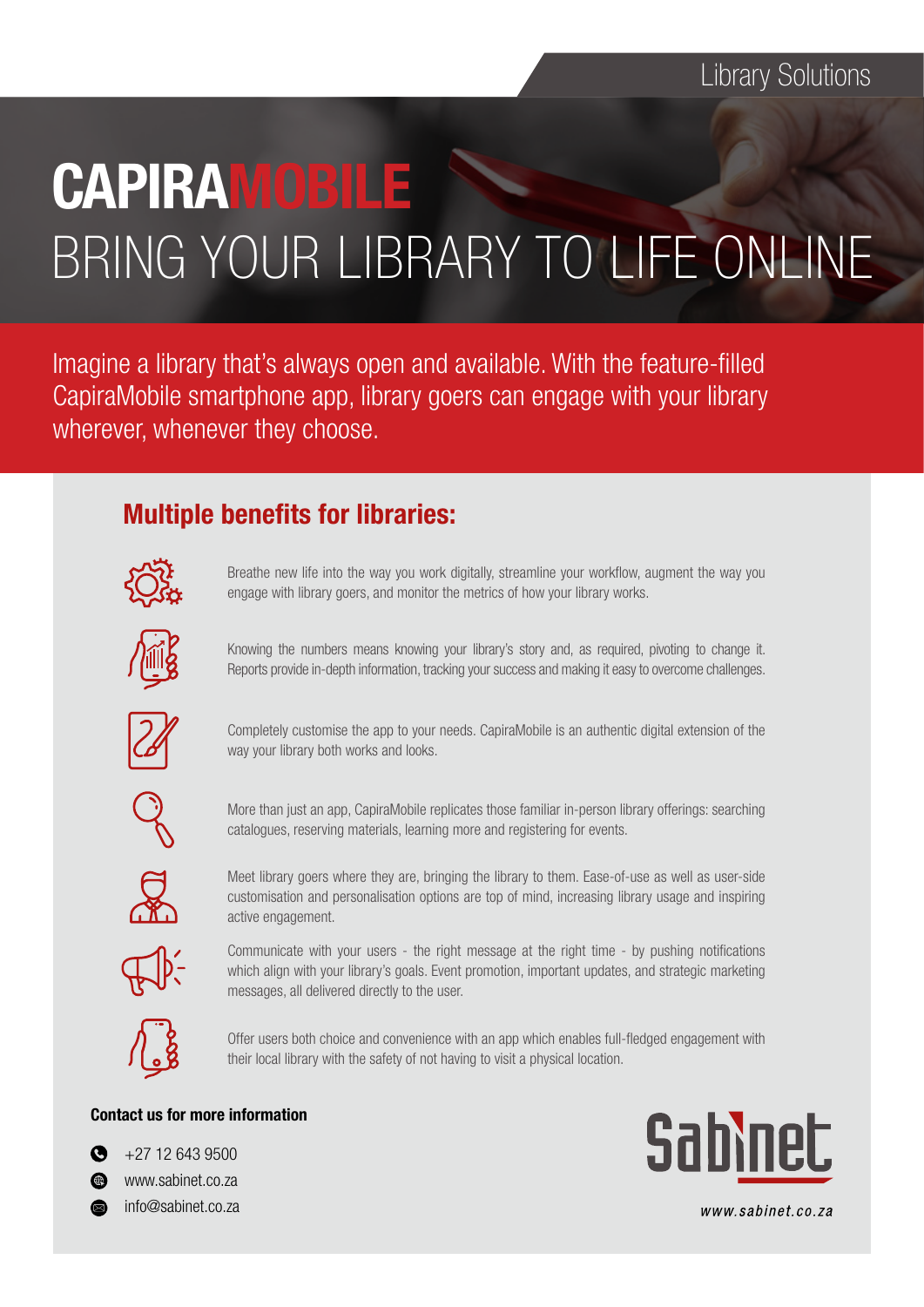Library Solutions

# CAPIRAMOBILE

## BRING YOUR LIBRARY TO LIFE ONLINE

Imagine a library that's always open and available. With the feature-filled CapiraMobile smartphone app, library goers can engage with your library wherever, whenever they choose.

## Multiple benefits for libraries:

- Breathe new life into the way you work digitally, streamline your workflow, augment the way you engage with library goers, and monitor the metrics of how your library works.
- Knowing the numbers means knowing your library's story and, as required, pivoting to change it. Reports provide in-depth information, tracking your success and making it easy to overcome challenges.
- Completely customise the app to your needs. CapiraMobile is an authentic digital extension of the way your library both works and looks.
- More than just an app, CapiraMobile replicates those familiar in-person library offerings: searching catalogues, reserving materials, learning more and registering for events.
- Meet library goers where they are, bringing the library to them. Ease-of-use as well as user-side customisation and personalisation options are top of mind, increasing library usage and inspiring active engagement.
- Communicate with your users - the right message at the right time - by pushing notifications which align with your library's goals. Event promotion, important updates, and strategic marketing messages, all delivered directly to the user.
- Offer users both choice and convenience with an app which enables full-fledged engagement with their local library with the safety of not having to visit a physical location.

**Contact us for more information**

- +27 12 643 9500
- www.sabinet.co.za
- info@sabinet.co.za

Sabinet

www.sabinet.co.za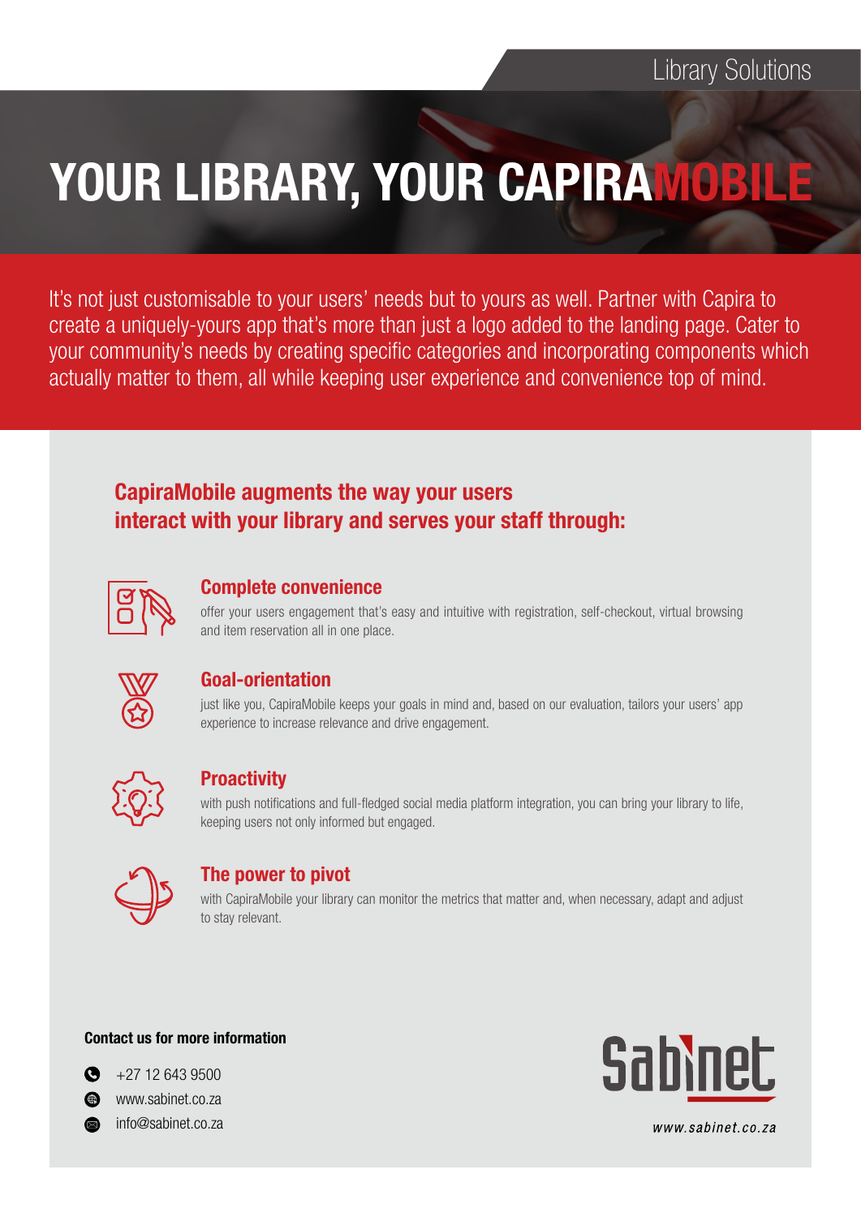Library Solutions

# YOUR LIBRARY, YOUR CAPIRAMOBILE

It's not just customisable to your users' needs but to yours as well. Partner with Capira to create a uniquely-yours app that's more than just a logo added to the landing page. Cater to your community's needs by creating specific categories and incorporating components which actually matter to them, all while keeping user experience and convenience top of mind.

## CapiraMobile augments the way your users interact with your library and serves your staff through:

### Complete convenience

offer your users engagement that's easy and intuitive with registration, self-checkout, virtual browsing and item reservation all in one place.

### Goal-orientation

just like you, CapiraMobile keeps your goals in mind and, based on our evaluation, tailors your users' app experience to increase relevance and drive engagement.

### Proactivity

with push notifications and full-fledged social media platform integration, you can bring your library to life, keeping users not only informed but engaged.

### The power to pivot

with CapiraMobile your library can monitor the metrics that matter and, when necessary, adapt and adjust to stay relevant.

**Contact us for more information**

- +27 12 643 9500
- www.sabinet.co.za
- info@sabinet.co.za

Sabinet

www.sabinet.co.za